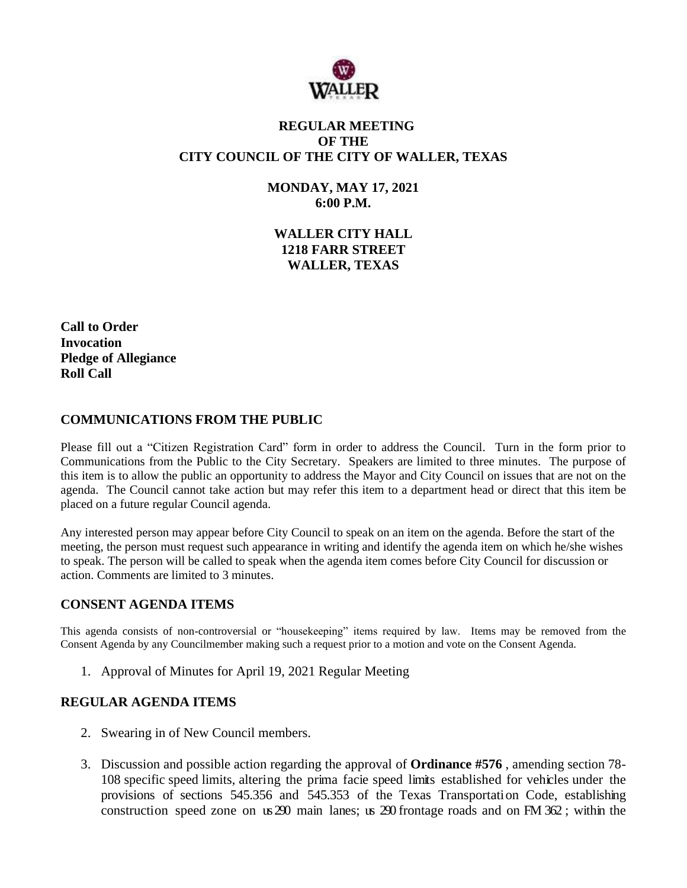# REGULAR MEETING
# OF THE
# CITY COUNCIL OF THE CITY OF WALLER, TEXAS

**MONDAY, MAY 17, 2021**
**6:00 P.M.**

**WALLER CITY HALL**
**1218 FARR STREET**
**WALLER, TEXAS**

**Call to Order**
**Invocation**
**Pledge of Allegiance**
**Roll Call**

## COMMUNICATIONS FROM THE PUBLIC

Please fill out a "Citizen Registration Card" form in order to address the Council. Turn in the form prior to Communications from the Public to the City Secretary. Speakers are limited to three minutes. The purpose of this item is to allow the public an opportunity to address the Mayor and City Council on issues that are not on the agenda. The Council cannot take action but may refer this item to a department head or direct that this item be placed on a future regular Council agenda.

Any interested person may appear before City Council to speak on an item on the agenda. Before the start of the meeting, the person must request such appearance in writing and identify the agenda item on which he/she wishes to speak. The person will be called to speak when the agenda item comes before City Council for discussion or action. Comments are limited to 3 minutes.

## CONSENT AGENDA ITEMS

This agenda consists of non-controversial or "housekeeping" items required by law. Items may be removed from the Consent Agenda by any Councilmember making such a request prior to a motion and vote on the Consent Agenda.

1. Approval of Minutes for April 19, 2021 Regular Meeting

## REGULAR AGENDA ITEMS

2. Swearing in of New Council members.
3. Discussion and possible action regarding the approval of **Ordinance #576** , amending section 78-108 specific speed limits, altering the prima facie speed limits established for vehicles under the provisions of sections 545.356 and 545.353 of the Texas Transportation Code, establishing construction speed zone on us 290 main lanes; us 290 frontage roads and on FM 362 ; within the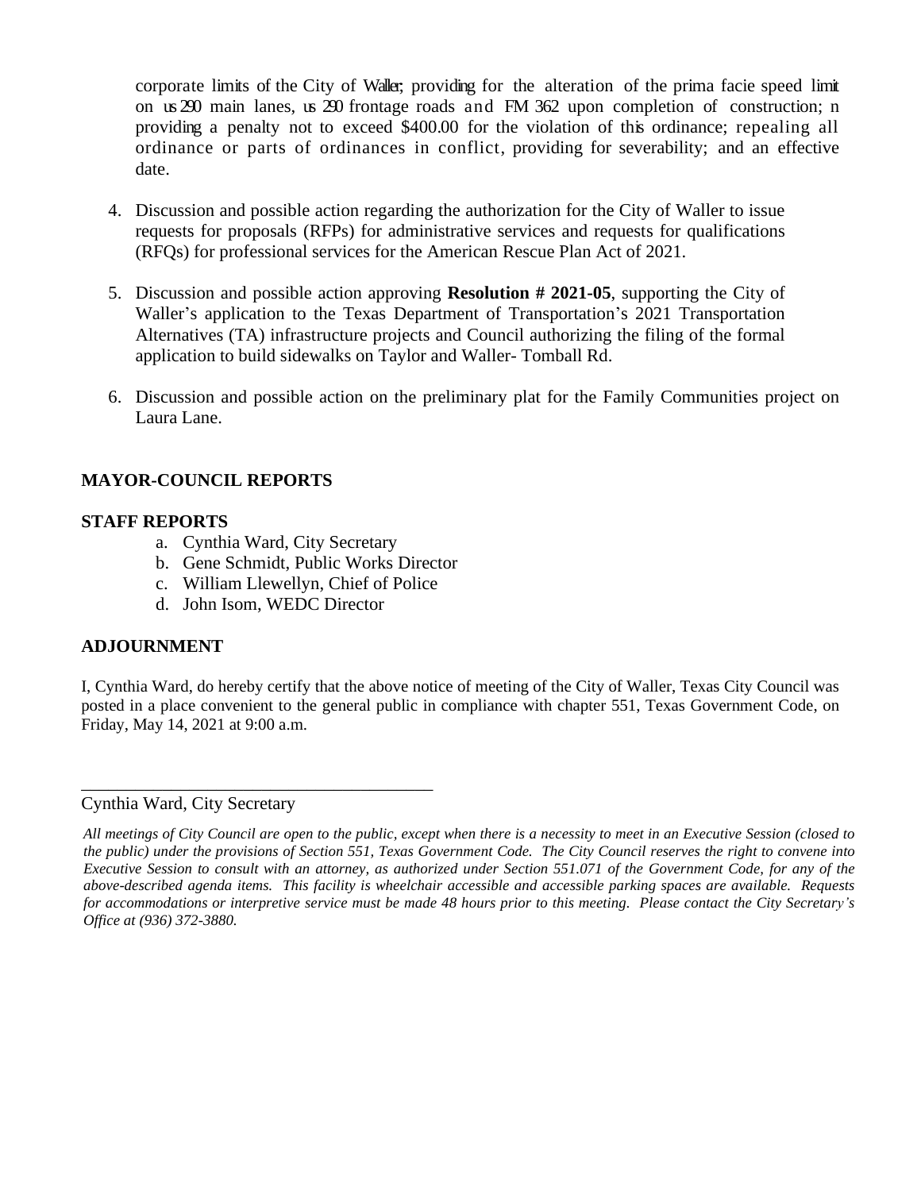corporate limits of the City of Waller; providing for the alteration of the prima facie speed limit on us 290 main lanes, us 290 frontage roads and FM 362 upon completion of construction; n providing a penalty not to exceed $400.00 for the violation of this ordinance; repealing all ordinance or parts of ordinances in conflict, providing for severability; and an effective date.

4. Discussion and possible action regarding the authorization for the City of Waller to issue requests for proposals (RFPs) for administrative services and requests for qualifications (RFQs) for professional services for the American Rescue Plan Act of 2021.

5. Discussion and possible action approving **Resolution # 2021-05**, supporting the City of Waller's application to the Texas Department of Transportation's 2021 Transportation Alternatives (TA) infrastructure projects and Council authorizing the filing of the formal application to build sidewalks on Taylor and Waller- Tomball Rd.

6. Discussion and possible action on the preliminary plat for the Family Communities project on Laura Lane.

## MAYOR-COUNCIL REPORTS

## STAFF REPORTS

a. Cynthia Ward, City Secretary
b. Gene Schmidt, Public Works Director
c. William Llewellyn, Chief of Police
d. John Isom, WEDC Director

## ADJOURNMENT

I, Cynthia Ward, do hereby certify that the above notice of meeting of the City of Waller, Texas City Council was posted in a place convenient to the general public in compliance with chapter 551, Texas Government Code, on Friday, May 14, 2021 at 9:00 a.m.

\_\_\_\_\_\_\_\_\_\_\_\_\_\_\_\_\_\_\_\_\_\_\_\_\_\_\_\_\_\_\_\_\_\_\_\_\_\_\_\_

Cynthia Ward, City Secretary

*All meetings of City Council are open to the public, except when there is a necessity to meet in an Executive Session (closed to the public) under the provisions of Section 551, Texas Government Code. The City Council reserves the right to convene into Executive Session to consult with an attorney, as authorized under Section 551.071 of the Government Code, for any of the above-described agenda items. This facility is wheelchair accessible and accessible parking spaces are available. Requests for accommodations or interpretive service must be made 48 hours prior to this meeting. Please contact the City Secretary's Office at (936) 372-3880.*